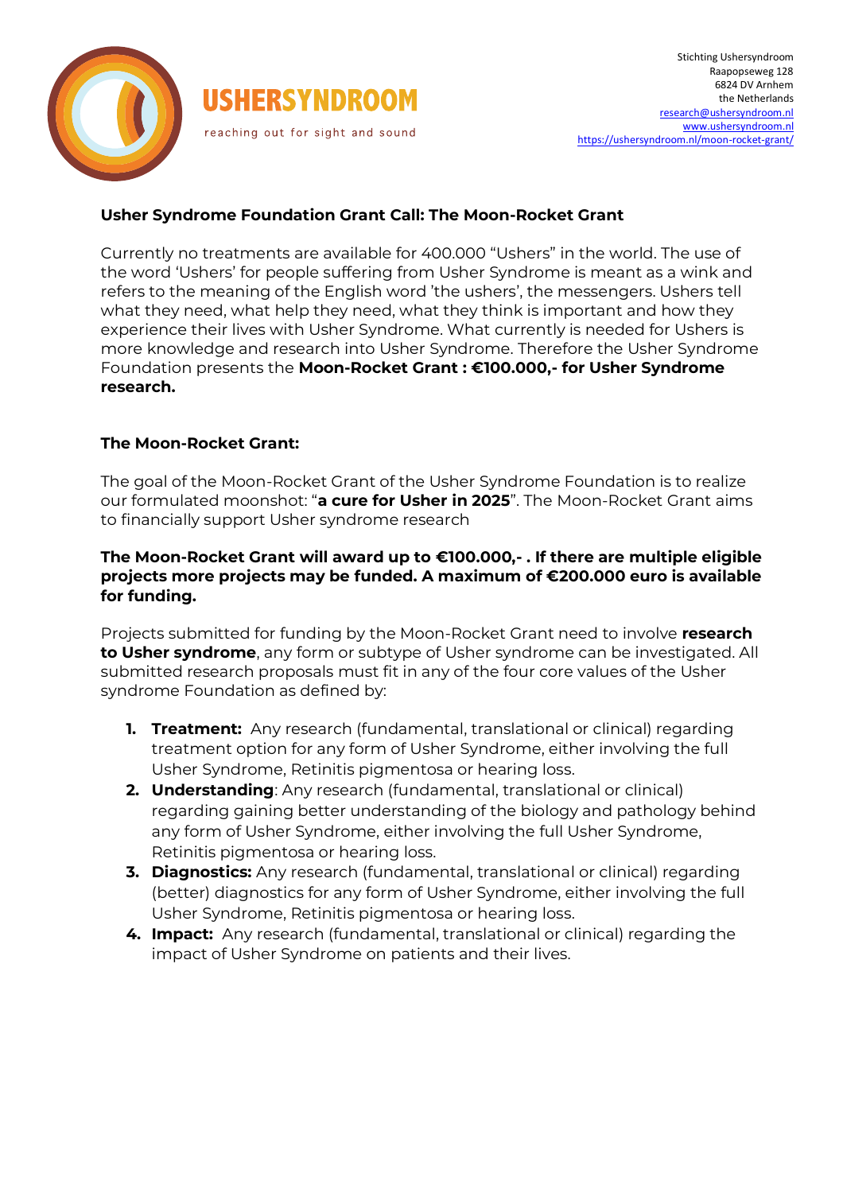USHERSYNDROOM

reaching out for sight and sound

Stichting Ushersyndroom
Raapopseweg 128
6824 DV Arnhem
the Netherlands
research@ushersyndroom.nl
www.ushersyndroom.nl
https://ushersyndroom.nl/moon-rocket-grant/

## Usher Syndrome Foundation Grant Call: The Moon-Rocket Grant

Currently no treatments are available for 400.000 "Ushers" in the world. The use of the word 'Ushers' for people suffering from Usher Syndrome is meant as a wink and refers to the meaning of the English word 'the ushers', the messengers. Ushers tell what they need, what help they need, what they think is important and how they experience their lives with Usher Syndrome. What currently is needed for Ushers is more knowledge and research into Usher Syndrome. Therefore the Usher Syndrome Foundation presents the **Moon-Rocket Grant : €100.000,- for Usher Syndrome research.**

### The Moon-Rocket Grant:

The goal of the Moon-Rocket Grant of the Usher Syndrome Foundation is to realize our formulated moonshot: "**a cure for Usher in 2025**". The Moon-Rocket Grant aims to financially support Usher syndrome research

**The Moon-Rocket Grant will award up to €100.000,- . If there are multiple eligible projects more projects may be funded. A maximum of €200.000 euro is available for funding.**

Projects submitted for funding by the Moon-Rocket Grant need to involve **research to Usher syndrome**, any form or subtype of Usher syndrome can be investigated. All submitted research proposals must fit in any of the four core values of the Usher syndrome Foundation as defined by:

1. **Treatment:** Any research (fundamental, translational or clinical) regarding treatment option for any form of Usher Syndrome, either involving the full Usher Syndrome, Retinitis pigmentosa or hearing loss.
2. **Understanding**: Any research (fundamental, translational or clinical) regarding gaining better understanding of the biology and pathology behind any form of Usher Syndrome, either involving the full Usher Syndrome, Retinitis pigmentosa or hearing loss.
3. **Diagnostics:** Any research (fundamental, translational or clinical) regarding (better) diagnostics for any form of Usher Syndrome, either involving the full Usher Syndrome, Retinitis pigmentosa or hearing loss.
4. **Impact:** Any research (fundamental, translational or clinical) regarding the impact of Usher Syndrome on patients and their lives.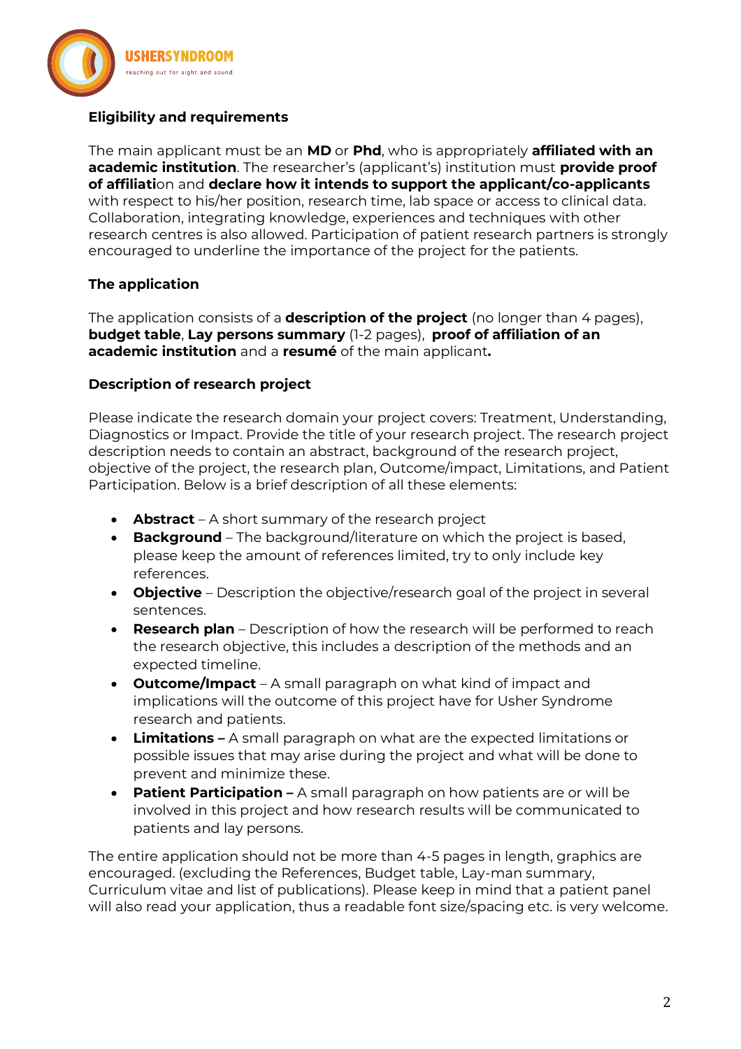**Eligibility and requirements**

The main applicant must be an **MD** or **Phd**, who is appropriately **affiliated with an academic institution**. The researcher's (applicant's) institution must **provide proof of affiliati**on and **declare how it intends to support the applicant/co-applicants** with respect to his/her position, research time, lab space or access to clinical data. Collaboration, integrating knowledge, experiences and techniques with other research centres is also allowed. Participation of patient research partners is strongly encouraged to underline the importance of the project for the patients.

**The application**

The application consists of a **description of the project** (no longer than 4 pages), **budget table**, **Lay persons summary** (1-2 pages), **proof of affiliation of an academic institution** and a **resumé** of the main applicant**.**

**Description of research project**

Please indicate the research domain your project covers: Treatment, Understanding, Diagnostics or Impact. Provide the title of your research project. The research project description needs to contain an abstract, background of the research project, objective of the project, the research plan, Outcome/impact, Limitations, and Patient Participation. Below is a brief description of all these elements:

- **Abstract** – A short summary of the research project
- **Background** – The background/literature on which the project is based, please keep the amount of references limited, try to only include key references.
- **Objective** – Description the objective/research goal of the project in several sentences.
- **Research plan** – Description of how the research will be performed to reach the research objective, this includes a description of the methods and an expected timeline.
- **Outcome/Impact** – A small paragraph on what kind of impact and implications will the outcome of this project have for Usher Syndrome research and patients.
- **Limitations –** A small paragraph on what are the expected limitations or possible issues that may arise during the project and what will be done to prevent and minimize these.
- **Patient Participation –** A small paragraph on how patients are or will be involved in this project and how research results will be communicated to patients and lay persons.

The entire application should not be more than 4-5 pages in length, graphics are encouraged. (excluding the References, Budget table, Lay-man summary, Curriculum vitae and list of publications). Please keep in mind that a patient panel will also read your application, thus a readable font size/spacing etc. is very welcome.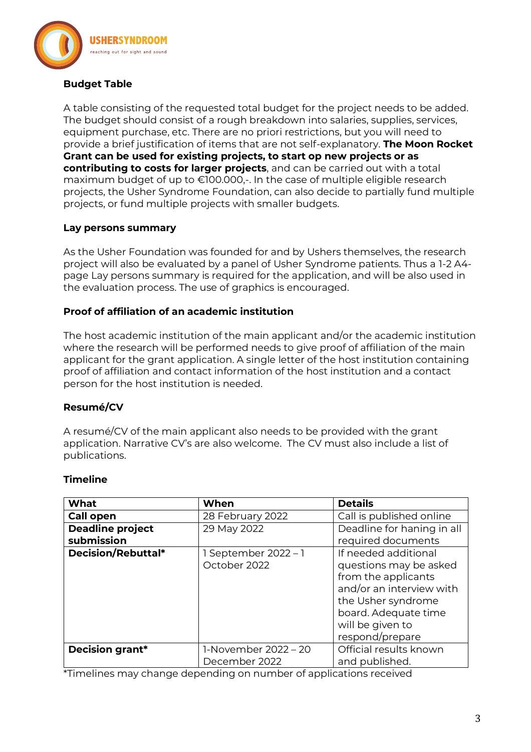**Budget Table**

A table consisting of the requested total budget for the project needs to be added. The budget should consist of a rough breakdown into salaries, supplies, services, equipment purchase, etc. There are no priori restrictions, but you will need to provide a brief justification of items that are not self-explanatory. **The Moon Rocket Grant can be used for existing projects, to start op new projects or as contributing to costs for larger projects**, and can be carried out with a total maximum budget of up to €100.000,-. In the case of multiple eligible research projects, the Usher Syndrome Foundation, can also decide to partially fund multiple projects, or fund multiple projects with smaller budgets.

**Lay persons summary**

As the Usher Foundation was founded for and by Ushers themselves, the research project will also be evaluated by a panel of Usher Syndrome patients. Thus a 1-2 A4-page Lay persons summary is required for the application, and will be also used in the evaluation process. The use of graphics is encouraged.

**Proof of affiliation of an academic institution**

The host academic institution of the main applicant and/or the academic institution where the research will be performed needs to give proof of affiliation of the main applicant for the grant application. A single letter of the host institution containing proof of affiliation and contact information of the host institution and a contact person for the host institution is needed.

**Resumé/CV**

A resumé/CV of the main applicant also needs to be provided with the grant application. Narrative CV's are also welcome. The CV must also include a list of publications.

**Timeline**

| What | When | Details |
|---|---|---|
| **Call open** | 28 February 2022 | Call is published online |
| **Deadline project submission** | 29 May 2022 | Deadline for haning in all required documents |
| **Decision/Rebuttal*** | 1 September 2022 – 1 October 2022 | If needed additional questions may be asked from the applicants and/or an interview with the Usher syndrome board. Adequate time will be given to respond/prepare |
| **Decision grant*** | 1-November 2022 – 20 December 2022 | Official results known and published. |

*Timelines may change depending on number of applications received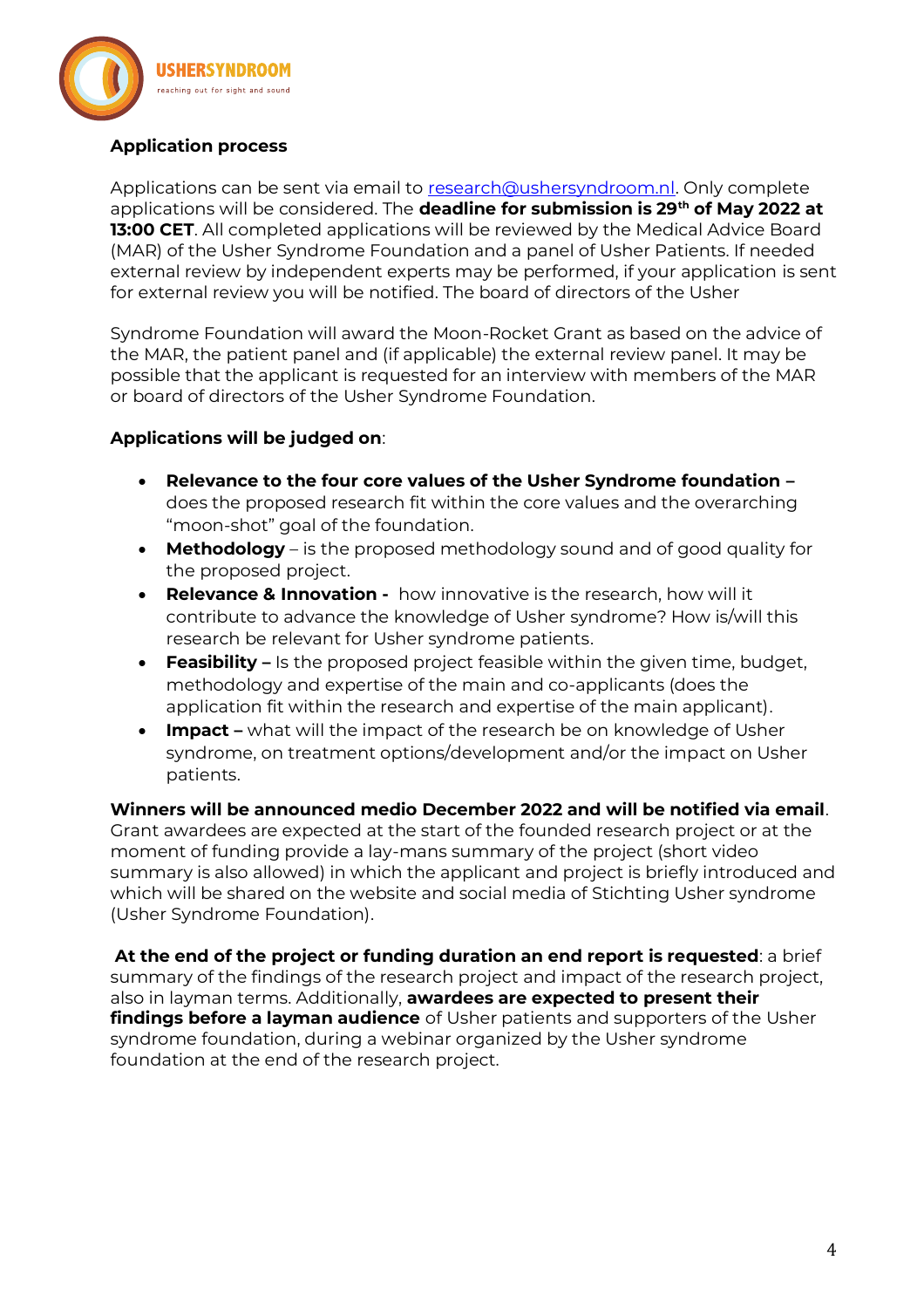**Application process**

Applications can be sent via email to research@ushersyndroom.nl. Only complete applications will be considered. The **deadline for submission is 29th of May 2022 at 13:00 CET**. All completed applications will be reviewed by the Medical Advice Board (MAR) of the Usher Syndrome Foundation and a panel of Usher Patients. If needed external review by independent experts may be performed, if your application is sent for external review you will be notified. The board of directors of the Usher

Syndrome Foundation will award the Moon-Rocket Grant as based on the advice of the MAR, the patient panel and (if applicable) the external review panel. It may be possible that the applicant is requested for an interview with members of the MAR or board of directors of the Usher Syndrome Foundation.

**Applications will be judged on**:

- **Relevance to the four core values of the Usher Syndrome foundation –** does the proposed research fit within the core values and the overarching "moon-shot" goal of the foundation.
- **Methodology** – is the proposed methodology sound and of good quality for the proposed project.
- **Relevance & Innovation -** how innovative is the research, how will it contribute to advance the knowledge of Usher syndrome? How is/will this research be relevant for Usher syndrome patients.
- **Feasibility –** Is the proposed project feasible within the given time, budget, methodology and expertise of the main and co-applicants (does the application fit within the research and expertise of the main applicant).
- **Impact –** what will the impact of the research be on knowledge of Usher syndrome, on treatment options/development and/or the impact on Usher patients.

**Winners will be announced medio December 2022 and will be notified via email**. Grant awardees are expected at the start of the founded research project or at the moment of funding provide a lay-mans summary of the project (short video summary is also allowed) in which the applicant and project is briefly introduced and which will be shared on the website and social media of Stichting Usher syndrome (Usher Syndrome Foundation).

**At the end of the project or funding duration an end report is requested**: a brief summary of the findings of the research project and impact of the research project, also in layman terms. Additionally, **awardees are expected to present their findings before a layman audience** of Usher patients and supporters of the Usher syndrome foundation, during a webinar organized by the Usher syndrome foundation at the end of the research project.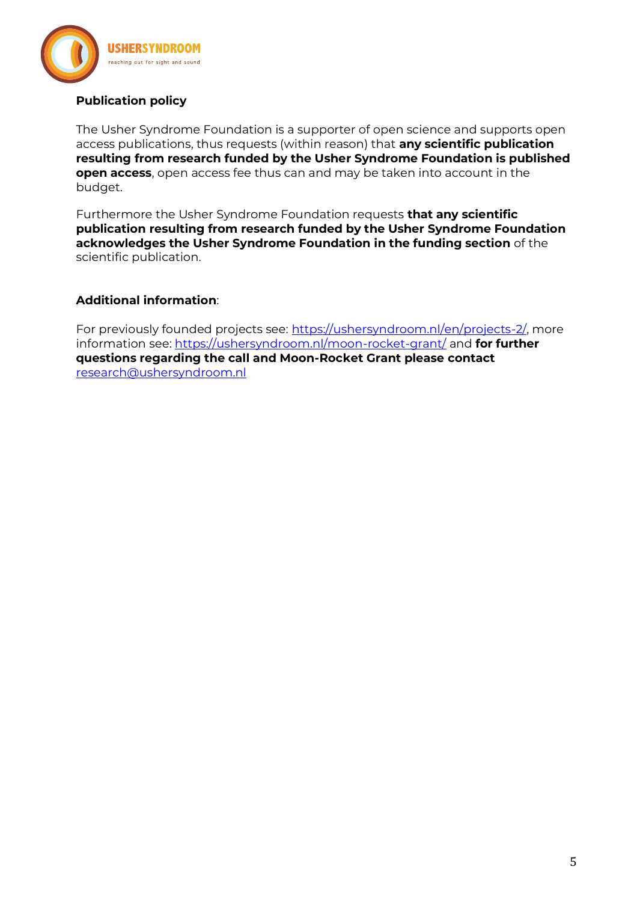**Publication policy**

The Usher Syndrome Foundation is a supporter of open science and supports open access publications, thus requests (within reason) that **any scientific publication resulting from research funded by the Usher Syndrome Foundation is published open access**, open access fee thus can and may be taken into account in the budget.

Furthermore the Usher Syndrome Foundation requests **that any scientific publication resulting from research funded by the Usher Syndrome Foundation acknowledges the Usher Syndrome Foundation in the funding section** of the scientific publication.

**Additional information**:

For previously founded projects see: https://ushersyndroom.nl/en/projects-2/, more information see: https://ushersyndroom.nl/moon-rocket-grant/ and **for further questions regarding the call and Moon-Rocket Grant please contact** research@ushersyndroom.nl